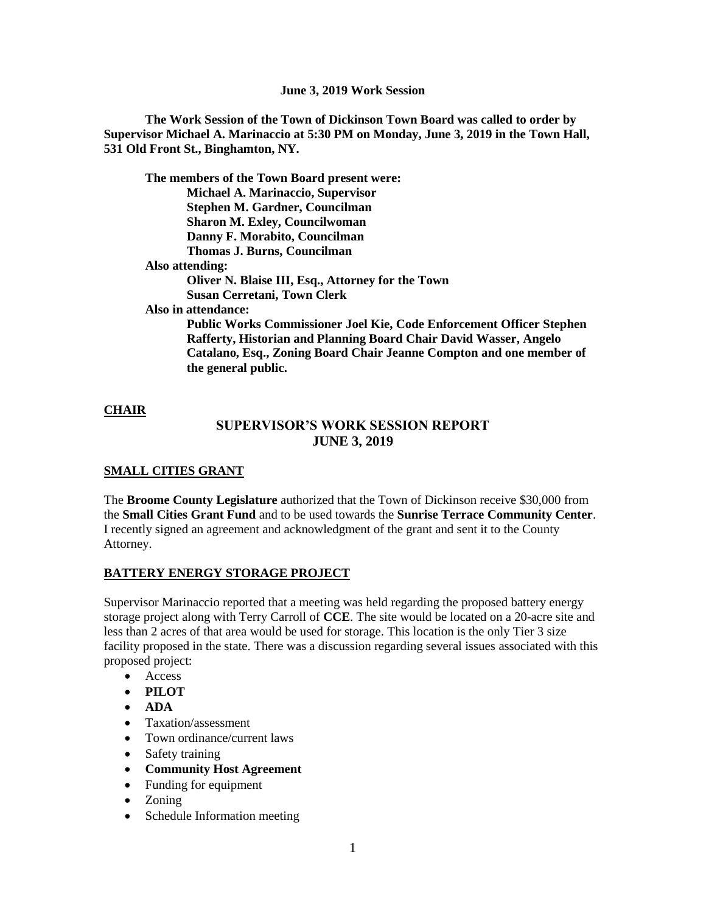**June 3, 2019 Work Session**

**The Work Session of the Town of Dickinson Town Board was called to order by Supervisor Michael A. Marinaccio at 5:30 PM on Monday, June 3, 2019 in the Town Hall, 531 Old Front St., Binghamton, NY.**

**The members of the Town Board present were:**
**Michael A. Marinaccio, Supervisor**
**Stephen M. Gardner, Councilman**
**Sharon M. Exley, Councilwoman**
**Danny F. Morabito, Councilman**
**Thomas J. Burns, Councilman**

**Also attending:**
**Oliver N. Blaise III, Esq., Attorney for the Town**
**Susan Cerretani, Town Clerk**

**Also in attendance:**
**Public Works Commissioner Joel Kie, Code Enforcement Officer Stephen Rafferty, Historian and Planning Board Chair David Wasser, Angelo Catalano, Esq., Zoning Board Chair Jeanne Compton and one member of the general public.**

## CHAIR

## SUPERVISOR'S WORK SESSION REPORT JUNE 3, 2019

### SMALL CITIES GRANT

The **Broome County Legislature** authorized that the Town of Dickinson receive $30,000 from the **Small Cities Grant Fund** and to be used towards the **Sunrise Terrace Community Center**. I recently signed an agreement and acknowledgment of the grant and sent it to the County Attorney.

### BATTERY ENERGY STORAGE PROJECT

Supervisor Marinaccio reported that a meeting was held regarding the proposed battery energy storage project along with Terry Carroll of **CCE**. The site would be located on a 20-acre site and less than 2 acres of that area would be used for storage. This location is the only Tier 3 size facility proposed in the state. There was a discussion regarding several issues associated with this proposed project:

- Access
- **PILOT**
- **ADA**
- Taxation/assessment
- Town ordinance/current laws
- Safety training
- **Community Host Agreement**
- Funding for equipment
- Zoning
- Schedule Information meeting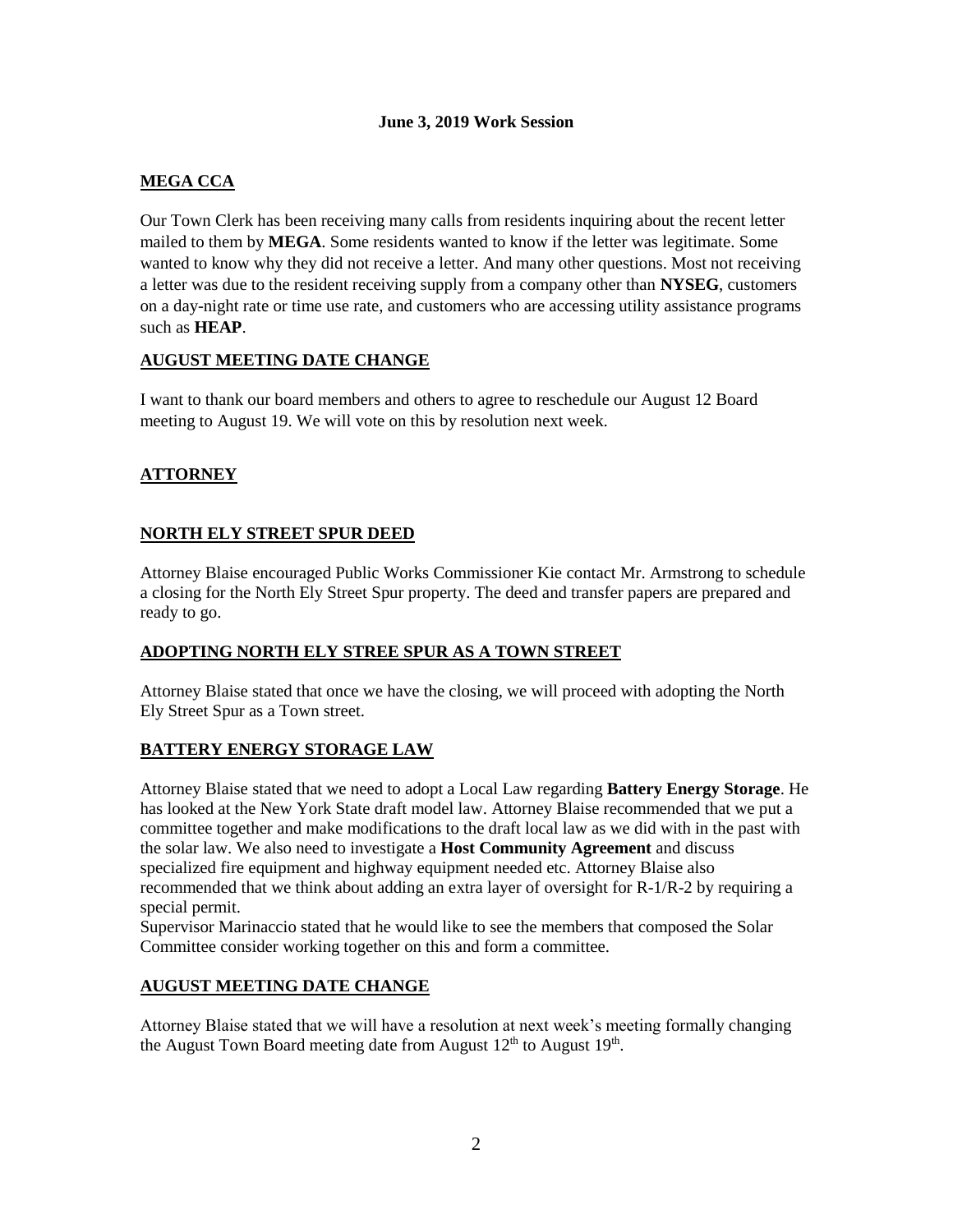**June 3, 2019 Work Session**

## MEGA CCA

Our Town Clerk has been receiving many calls from residents inquiring about the recent letter mailed to them by **MEGA**. Some residents wanted to know if the letter was legitimate. Some wanted to know why they did not receive a letter. And many other questions. Most not receiving a letter was due to the resident receiving supply from a company other than **NYSEG**, customers on a day-night rate or time use rate, and customers who are accessing utility assistance programs such as **HEAP**.

## AUGUST MEETING DATE CHANGE

I want to thank our board members and others to agree to reschedule our August 12 Board meeting to August 19. We will vote on this by resolution next week.

## ATTORNEY

## NORTH ELY STREET SPUR DEED

Attorney Blaise encouraged Public Works Commissioner Kie contact Mr. Armstrong to schedule a closing for the North Ely Street Spur property. The deed and transfer papers are prepared and ready to go.

## ADOPTING NORTH ELY STREE SPUR AS A TOWN STREET

Attorney Blaise stated that once we have the closing, we will proceed with adopting the North Ely Street Spur as a Town street.

## BATTERY ENERGY STORAGE LAW

Attorney Blaise stated that we need to adopt a Local Law regarding **Battery Energy Storage**. He has looked at the New York State draft model law. Attorney Blaise recommended that we put a committee together and make modifications to the draft local law as we did with in the past with the solar law. We also need to investigate a **Host Community Agreement** and discuss specialized fire equipment and highway equipment needed etc. Attorney Blaise also recommended that we think about adding an extra layer of oversight for R-1/R-2 by requiring a special permit.

Supervisor Marinaccio stated that he would like to see the members that composed the Solar Committee consider working together on this and form a committee.

## AUGUST MEETING DATE CHANGE

Attorney Blaise stated that we will have a resolution at next week's meeting formally changing the August Town Board meeting date from August 12th to August 19th.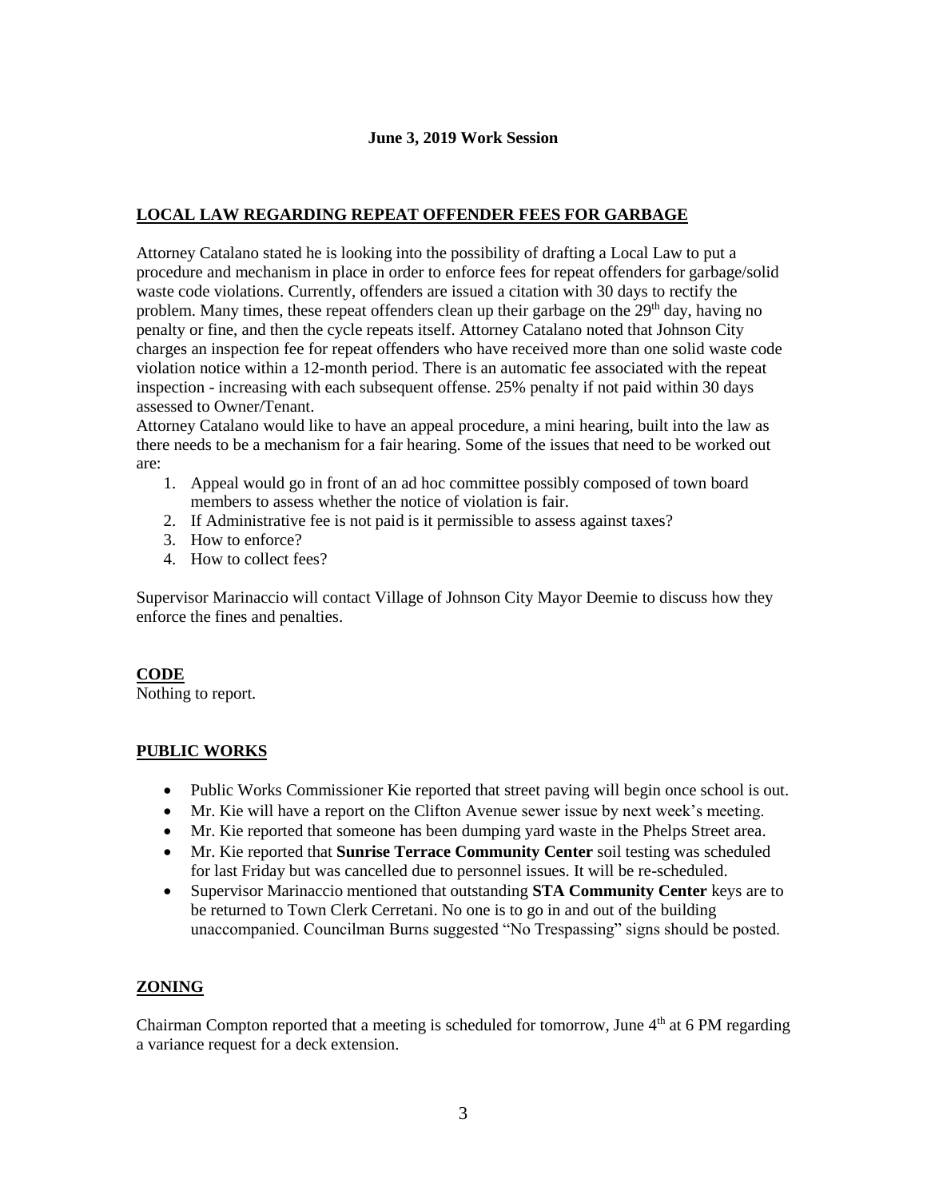**June 3, 2019 Work Session**

## LOCAL LAW REGARDING REPEAT OFFENDER FEES FOR GARBAGE

Attorney Catalano stated he is looking into the possibility of drafting a Local Law to put a procedure and mechanism in place in order to enforce fees for repeat offenders for garbage/solid waste code violations. Currently, offenders are issued a citation with 30 days to rectify the problem. Many times, these repeat offenders clean up their garbage on the 29th day, having no penalty or fine, and then the cycle repeats itself. Attorney Catalano noted that Johnson City charges an inspection fee for repeat offenders who have received more than one solid waste code violation notice within a 12-month period. There is an automatic fee associated with the repeat inspection - increasing with each subsequent offense. 25% penalty if not paid within 30 days assessed to Owner/Tenant.

Attorney Catalano would like to have an appeal procedure, a mini hearing, built into the law as there needs to be a mechanism for a fair hearing. Some of the issues that need to be worked out are:

1. Appeal would go in front of an ad hoc committee possibly composed of town board members to assess whether the notice of violation is fair.
2. If Administrative fee is not paid is it permissible to assess against taxes?
3. How to enforce?
4. How to collect fees?

Supervisor Marinaccio will contact Village of Johnson City Mayor Deemie to discuss how they enforce the fines and penalties.

## CODE

Nothing to report.

## PUBLIC WORKS

- Public Works Commissioner Kie reported that street paving will begin once school is out.
- Mr. Kie will have a report on the Clifton Avenue sewer issue by next week's meeting.
- Mr. Kie reported that someone has been dumping yard waste in the Phelps Street area.
- Mr. Kie reported that **Sunrise Terrace Community Center** soil testing was scheduled for last Friday but was cancelled due to personnel issues. It will be re-scheduled.
- Supervisor Marinaccio mentioned that outstanding **STA Community Center** keys are to be returned to Town Clerk Cerretani. No one is to go in and out of the building unaccompanied. Councilman Burns suggested "No Trespassing" signs should be posted.

## ZONING

Chairman Compton reported that a meeting is scheduled for tomorrow, June 4th at 6 PM regarding a variance request for a deck extension.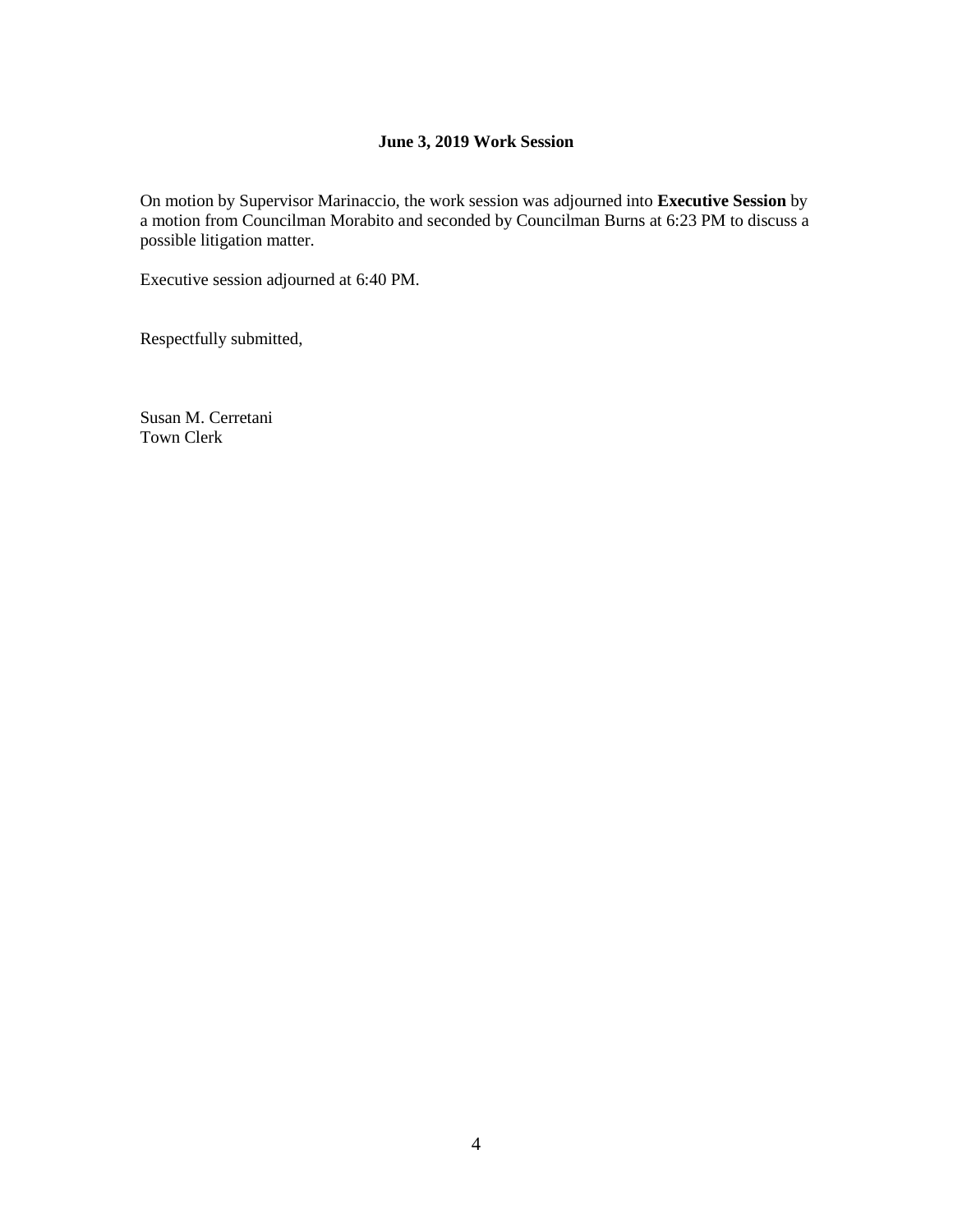**June 3, 2019 Work Session**

On motion by Supervisor Marinaccio, the work session was adjourned into **Executive Session** by a motion from Councilman Morabito and seconded by Councilman Burns at 6:23 PM to discuss a possible litigation matter.

Executive session adjourned at 6:40 PM.

Respectfully submitted,

Susan M. Cerretani
Town Clerk